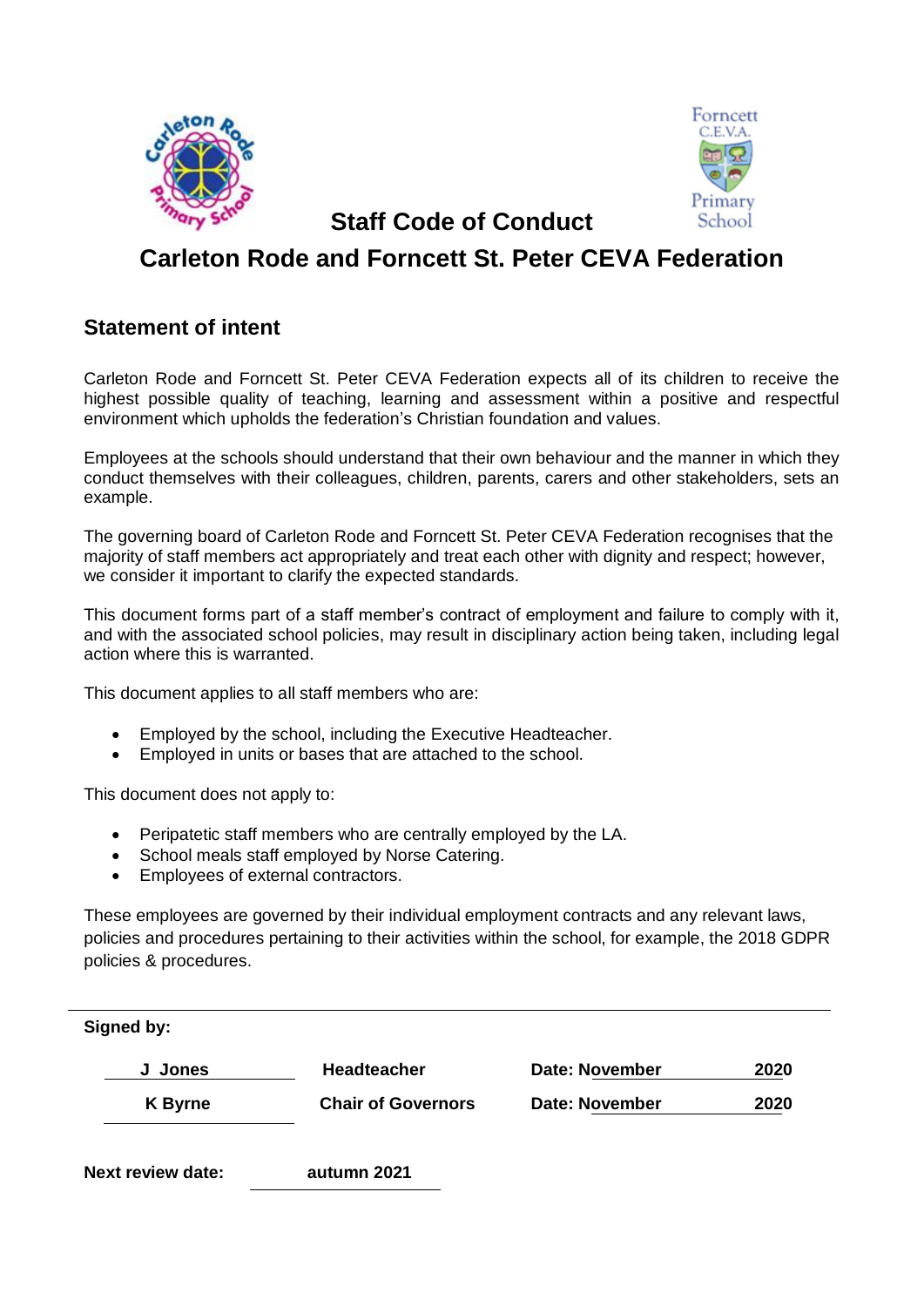# Staff Code of Conduct

# Carleton Rode and Forncett St. Peter CEVA Federation

## Statement of intent

Carleton Rode and Forncett St. Peter CEVA Federation expects all of its children to receive the highest possible quality of teaching, learning and assessment within a positive and respectful environment which upholds the federation's Christian foundation and values.

Employees at the schools should understand that their own behaviour and the manner in which they conduct themselves with their colleagues, children, parents, carers and other stakeholders, sets an example.

The governing board of Carleton Rode and Forncett St. Peter CEVA Federation recognises that the majority of staff members act appropriately and treat each other with dignity and respect; however, we consider it important to clarify the expected standards.

This document forms part of a staff member's contract of employment and failure to comply with it, and with the associated school policies, may result in disciplinary action being taken, including legal action where this is warranted.

This document applies to all staff members who are:

- Employed by the school, including the Executive Headteacher.
- Employed in units or bases that are attached to the school.

This document does not apply to:

- Peripatetic staff members who are centrally employed by the LA.
- School meals staff employed by Norse Catering.
- Employees of external contractors.

These employees are governed by their individual employment contracts and any relevant laws, policies and procedures pertaining to their activities within the school, for example, the 2018 GDPR policies & procedures.

---

**Signed by:**

| | | |
|---|---|---|
| **J Jones** | **Headteacher** | **Date: November 2020** |
| **K Byrne** | **Chair of Governors** | **Date: November 2020** |

**Next review date:** **autumn 2021**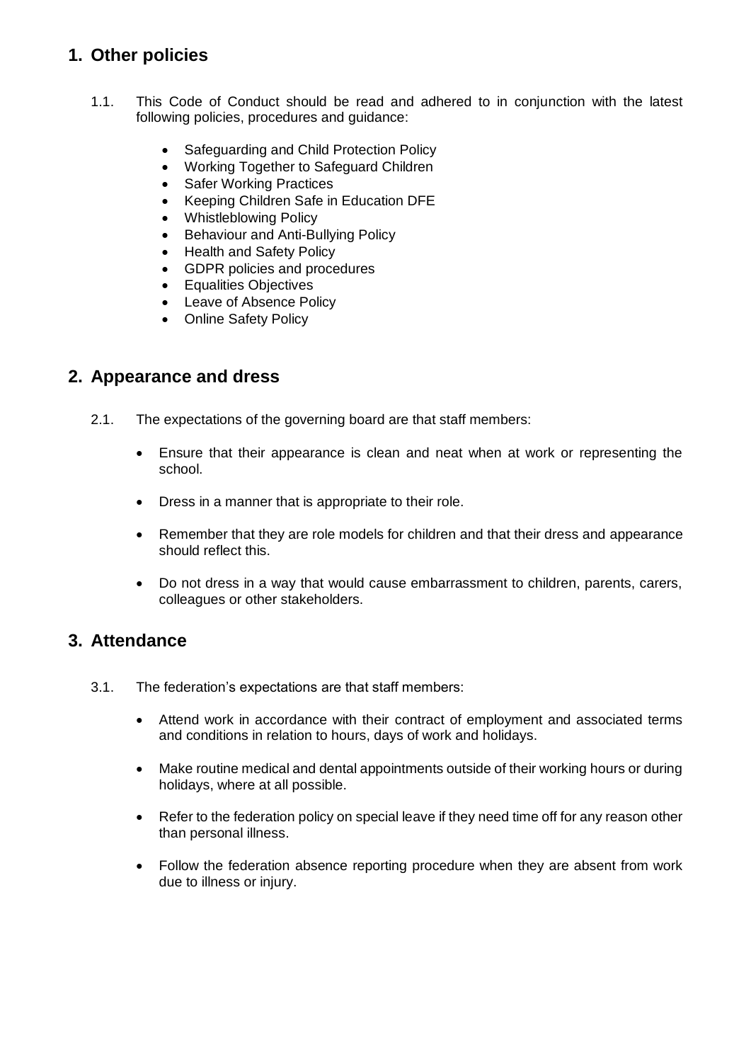## 1. Other policies

1.1. This Code of Conduct should be read and adhered to in conjunction with the latest following policies, procedures and guidance:

- Safeguarding and Child Protection Policy
- Working Together to Safeguard Children
- Safer Working Practices
- Keeping Children Safe in Education DFE
- Whistleblowing Policy
- Behaviour and Anti-Bullying Policy
- Health and Safety Policy
- GDPR policies and procedures
- Equalities Objectives
- Leave of Absence Policy
- Online Safety Policy

## 2. Appearance and dress

2.1. The expectations of the governing board are that staff members:

- Ensure that their appearance is clean and neat when at work or representing the school.
- Dress in a manner that is appropriate to their role.
- Remember that they are role models for children and that their dress and appearance should reflect this.
- Do not dress in a way that would cause embarrassment to children, parents, carers, colleagues or other stakeholders.

## 3. Attendance

3.1. The federation's expectations are that staff members:

- Attend work in accordance with their contract of employment and associated terms and conditions in relation to hours, days of work and holidays.
- Make routine medical and dental appointments outside of their working hours or during holidays, where at all possible.
- Refer to the federation policy on special leave if they need time off for any reason other than personal illness.
- Follow the federation absence reporting procedure when they are absent from work due to illness or injury.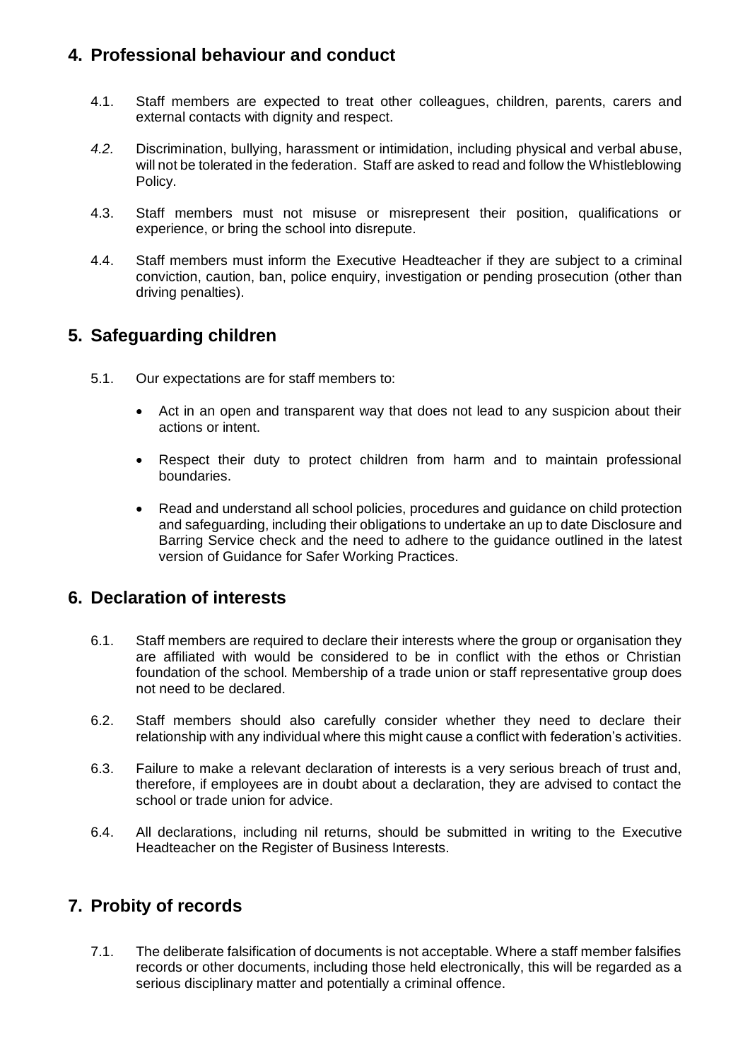## 4. Professional behaviour and conduct

4.1. Staff members are expected to treat other colleagues, children, parents, carers and external contacts with dignity and respect.

*4.2.* Discrimination, bullying, harassment or intimidation, including physical and verbal abuse, will not be tolerated in the federation. Staff are asked to read and follow the Whistleblowing Policy.

4.3. Staff members must not misuse or misrepresent their position, qualifications or experience, or bring the school into disrepute.

4.4. Staff members must inform the Executive Headteacher if they are subject to a criminal conviction, caution, ban, police enquiry, investigation or pending prosecution (other than driving penalties).

## 5. Safeguarding children

5.1. Our expectations are for staff members to:

- Act in an open and transparent way that does not lead to any suspicion about their actions or intent.
- Respect their duty to protect children from harm and to maintain professional boundaries.
- Read and understand all school policies, procedures and guidance on child protection and safeguarding, including their obligations to undertake an up to date Disclosure and Barring Service check and the need to adhere to the guidance outlined in the latest version of Guidance for Safer Working Practices.

## 6. Declaration of interests

6.1. Staff members are required to declare their interests where the group or organisation they are affiliated with would be considered to be in conflict with the ethos or Christian foundation of the school. Membership of a trade union or staff representative group does not need to be declared.

6.2. Staff members should also carefully consider whether they need to declare their relationship with any individual where this might cause a conflict with federation's activities.

6.3. Failure to make a relevant declaration of interests is a very serious breach of trust and, therefore, if employees are in doubt about a declaration, they are advised to contact the school or trade union for advice.

6.4. All declarations, including nil returns, should be submitted in writing to the Executive Headteacher on the Register of Business Interests.

## 7. Probity of records

7.1. The deliberate falsification of documents is not acceptable. Where a staff member falsifies records or other documents, including those held electronically, this will be regarded as a serious disciplinary matter and potentially a criminal offence.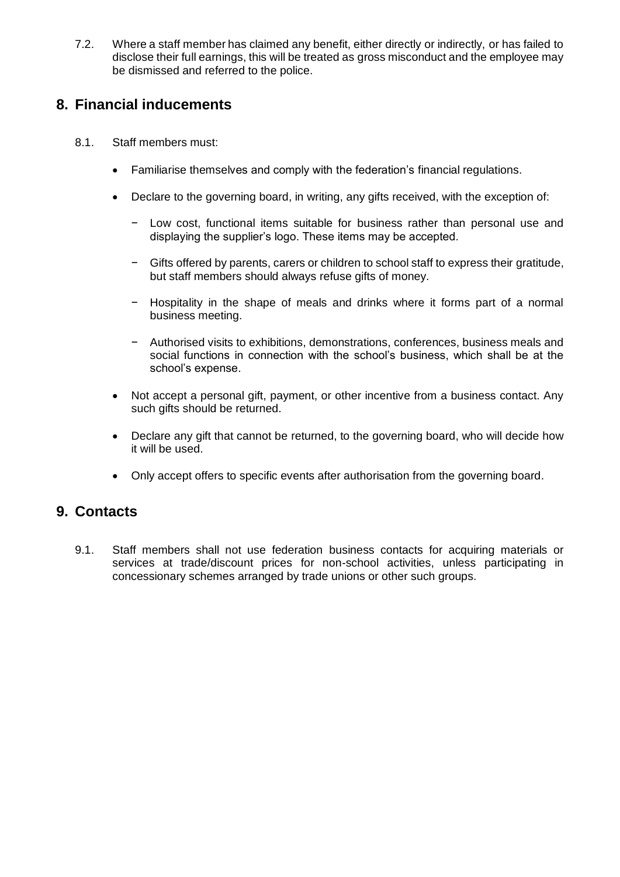7.2. Where a staff member has claimed any benefit, either directly or indirectly, or has failed to disclose their full earnings, this will be treated as gross misconduct and the employee may be dismissed and referred to the police.

## 8. Financial inducements

8.1. Staff members must:

- Familiarise themselves and comply with the federation's financial regulations.
- Declare to the governing board, in writing, any gifts received, with the exception of:
  - Low cost, functional items suitable for business rather than personal use and displaying the supplier's logo. These items may be accepted.
  - Gifts offered by parents, carers or children to school staff to express their gratitude, but staff members should always refuse gifts of money.
  - Hospitality in the shape of meals and drinks where it forms part of a normal business meeting.
  - Authorised visits to exhibitions, demonstrations, conferences, business meals and social functions in connection with the school's business, which shall be at the school's expense.
- Not accept a personal gift, payment, or other incentive from a business contact. Any such gifts should be returned.
- Declare any gift that cannot be returned, to the governing board, who will decide how it will be used.
- Only accept offers to specific events after authorisation from the governing board.

## 9. Contacts

9.1. Staff members shall not use federation business contacts for acquiring materials or services at trade/discount prices for non-school activities, unless participating in concessionary schemes arranged by trade unions or other such groups.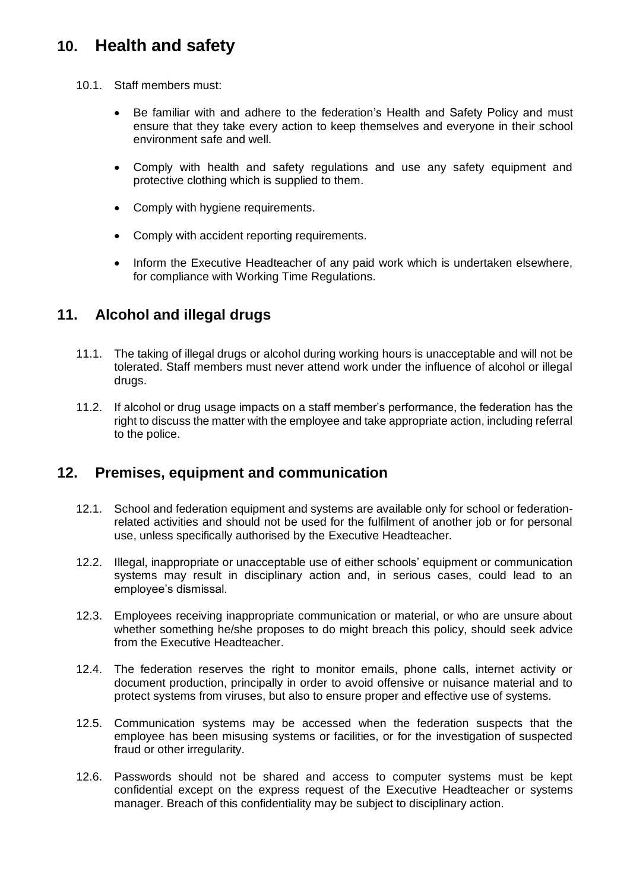## 10. Health and safety

10.1. Staff members must:

- Be familiar with and adhere to the federation's Health and Safety Policy and must ensure that they take every action to keep themselves and everyone in their school environment safe and well.
- Comply with health and safety regulations and use any safety equipment and protective clothing which is supplied to them.
- Comply with hygiene requirements.
- Comply with accident reporting requirements.
- Inform the Executive Headteacher of any paid work which is undertaken elsewhere, for compliance with Working Time Regulations.

## 11. Alcohol and illegal drugs

11.1. The taking of illegal drugs or alcohol during working hours is unacceptable and will not be tolerated. Staff members must never attend work under the influence of alcohol or illegal drugs.

11.2. If alcohol or drug usage impacts on a staff member's performance, the federation has the right to discuss the matter with the employee and take appropriate action, including referral to the police.

## 12. Premises, equipment and communication

12.1. School and federation equipment and systems are available only for school or federation-related activities and should not be used for the fulfilment of another job or for personal use, unless specifically authorised by the Executive Headteacher.

12.2. Illegal, inappropriate or unacceptable use of either schools' equipment or communication systems may result in disciplinary action and, in serious cases, could lead to an employee's dismissal.

12.3. Employees receiving inappropriate communication or material, or who are unsure about whether something he/she proposes to do might breach this policy, should seek advice from the Executive Headteacher.

12.4. The federation reserves the right to monitor emails, phone calls, internet activity or document production, principally in order to avoid offensive or nuisance material and to protect systems from viruses, but also to ensure proper and effective use of systems.

12.5. Communication systems may be accessed when the federation suspects that the employee has been misusing systems or facilities, or for the investigation of suspected fraud or other irregularity.

12.6. Passwords should not be shared and access to computer systems must be kept confidential except on the express request of the Executive Headteacher or systems manager. Breach of this confidentiality may be subject to disciplinary action.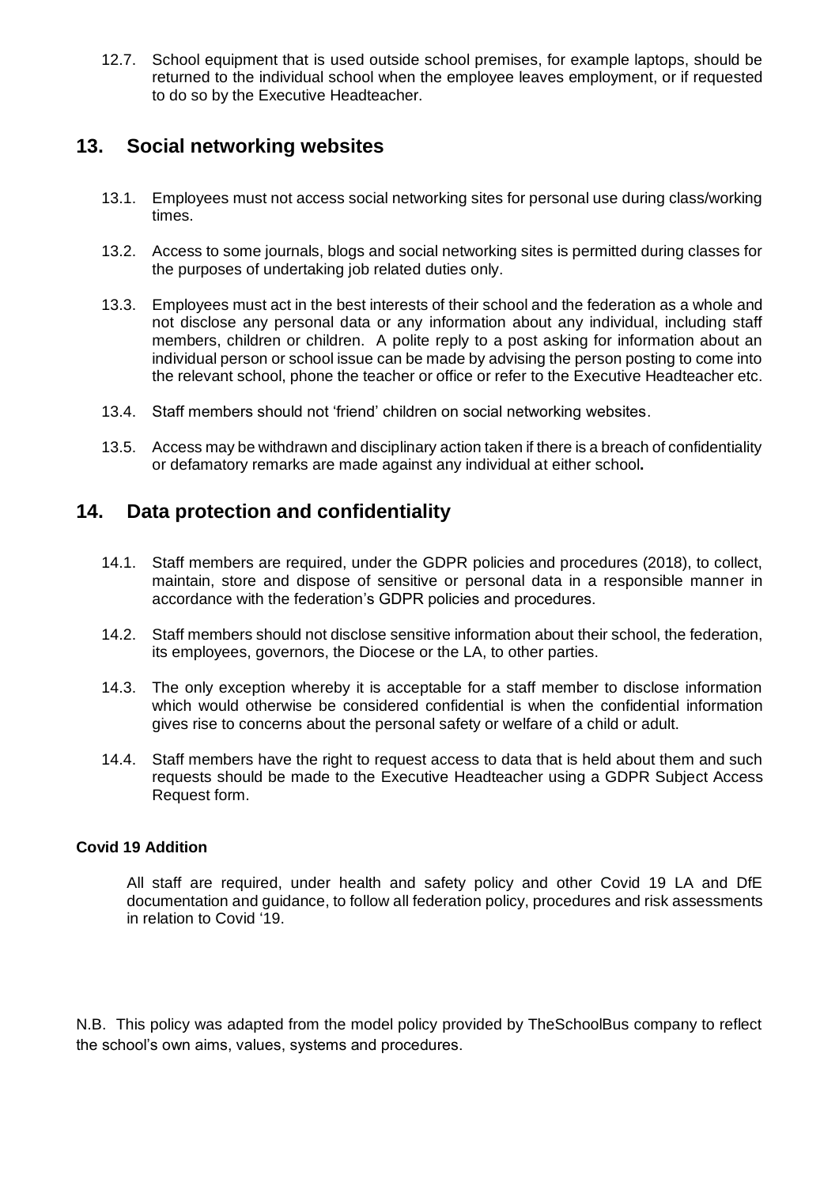12.7. School equipment that is used outside school premises, for example laptops, should be returned to the individual school when the employee leaves employment, or if requested to do so by the Executive Headteacher.

## 13. Social networking websites

13.1. Employees must not access social networking sites for personal use during class/working times.

13.2. Access to some journals, blogs and social networking sites is permitted during classes for the purposes of undertaking job related duties only.

13.3. Employees must act in the best interests of their school and the federation as a whole and not disclose any personal data or any information about any individual, including staff members, children or children. A polite reply to a post asking for information about an individual person or school issue can be made by advising the person posting to come into the relevant school, phone the teacher or office or refer to the Executive Headteacher etc.

13.4. Staff members should not 'friend' children on social networking websites.

13.5. Access may be withdrawn and disciplinary action taken if there is a breach of confidentiality or defamatory remarks are made against any individual at either school**.**

## 14. Data protection and confidentiality

14.1. Staff members are required, under the GDPR policies and procedures (2018), to collect, maintain, store and dispose of sensitive or personal data in a responsible manner in accordance with the federation's GDPR policies and procedures.

14.2. Staff members should not disclose sensitive information about their school, the federation, its employees, governors, the Diocese or the LA, to other parties.

14.3. The only exception whereby it is acceptable for a staff member to disclose information which would otherwise be considered confidential is when the confidential information gives rise to concerns about the personal safety or welfare of a child or adult.

14.4. Staff members have the right to request access to data that is held about them and such requests should be made to the Executive Headteacher using a GDPR Subject Access Request form.

**Covid 19 Addition**

All staff are required, under health and safety policy and other Covid 19 LA and DfE documentation and guidance, to follow all federation policy, procedures and risk assessments in relation to Covid '19.

N.B. This policy was adapted from the model policy provided by TheSchoolBus company to reflect the school's own aims, values, systems and procedures.